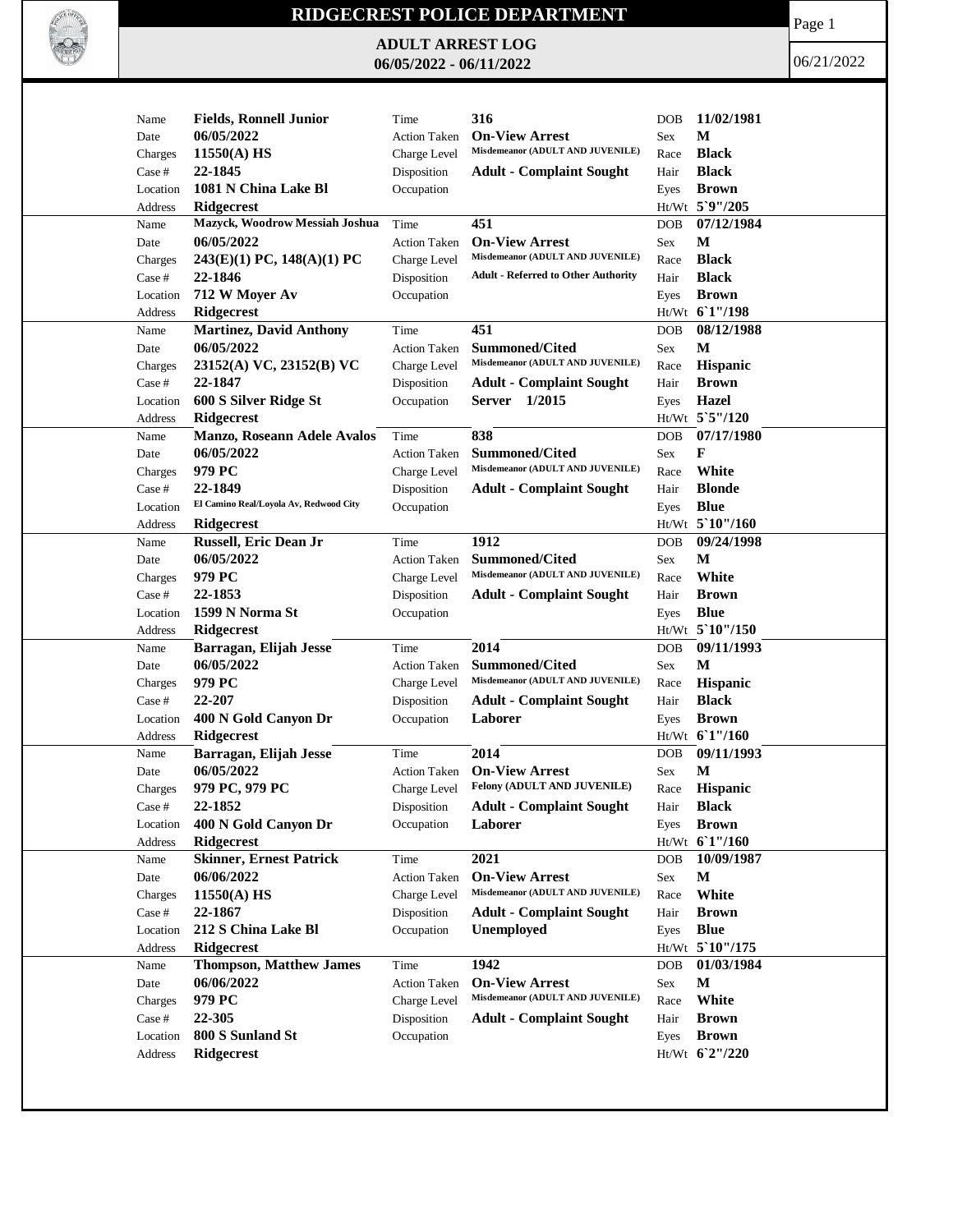# RIDGECREST POLICE DEPARTMENT

## ADULT ARREST LOG
## 06/05/2022 - 06/11/2022

06/21/2022

| | | | | | |
|---|---|---|---|---|---|
| Name | **Fields, Ronnell Junior** | Time | **316** | DOB | **11/02/1981** |
| Date | **06/05/2022** | Action Taken | **On-View Arrest** | Sex | **M** |
| Charges | **11550(A) HS** | Charge Level | **Misdemeanor (ADULT AND JUVENILE)** | Race | **Black** |
| Case # | **22-1845** | Disposition | **Adult - Complaint Sought** | Hair | **Black** |
| Location | **1081 N China Lake Bl** | Occupation | | Eyes | **Brown** |
| Address | **Ridgecrest** | | | Ht/Wt | **5`9"/205** |
| Name | **Mazyck, Woodrow Messiah Joshua** | Time | **451** | DOB | **07/12/1984** |
| Date | **06/05/2022** | Action Taken | **On-View Arrest** | Sex | **M** |
| Charges | **243(E)(1) PC, 148(A)(1) PC** | Charge Level | **Misdemeanor (ADULT AND JUVENILE)** | Race | **Black** |
| Case # | **22-1846** | Disposition | **Adult - Referred to Other Authority** | Hair | **Black** |
| Location | **712 W Moyer Av** | Occupation | | Eyes | **Brown** |
| Address | **Ridgecrest** | | | Ht/Wt | **6`1"/198** |
| Name | **Martinez, David Anthony** | Time | **451** | DOB | **08/12/1988** |
| Date | **06/05/2022** | Action Taken | **Summoned/Cited** | Sex | **M** |
| Charges | **23152(A) VC, 23152(B) VC** | Charge Level | **Misdemeanor (ADULT AND JUVENILE)** | Race | **Hispanic** |
| Case # | **22-1847** | Disposition | **Adult - Complaint Sought** | Hair | **Brown** |
| Location | **600 S Silver Ridge St** | Occupation | **Server 1/2015** | Eyes | **Hazel** |
| Address | **Ridgecrest** | | | Ht/Wt | **5`5"/120** |
| Name | **Manzo, Roseann Adele Avalos** | Time | **838** | DOB | **07/17/1980** |
| Date | **06/05/2022** | Action Taken | **Summoned/Cited** | Sex | **F** |
| Charges | **979 PC** | Charge Level | **Misdemeanor (ADULT AND JUVENILE)** | Race | **White** |
| Case # | **22-1849** | Disposition | **Adult - Complaint Sought** | Hair | **Blonde** |
| Location | **El Camino Real/Loyola Av, Redwood City** | Occupation | | Eyes | **Blue** |
| Address | **Ridgecrest** | | | Ht/Wt | **5`10"/160** |
| Name | **Russell, Eric Dean Jr** | Time | **1912** | DOB | **09/24/1998** |
| Date | **06/05/2022** | Action Taken | **Summoned/Cited** | Sex | **M** |
| Charges | **979 PC** | Charge Level | **Misdemeanor (ADULT AND JUVENILE)** | Race | **White** |
| Case # | **22-1853** | Disposition | **Adult - Complaint Sought** | Hair | **Brown** |
| Location | **1599 N Norma St** | Occupation | | Eyes | **Blue** |
| Address | **Ridgecrest** | | | Ht/Wt | **5`10"/150** |
| Name | **Barragan, Elijah Jesse** | Time | **2014** | DOB | **09/11/1993** |
| Date | **06/05/2022** | Action Taken | **Summoned/Cited** | Sex | **M** |
| Charges | **979 PC** | Charge Level | **Misdemeanor (ADULT AND JUVENILE)** | Race | **Hispanic** |
| Case # | **22-207** | Disposition | **Adult - Complaint Sought** | Hair | **Black** |
| Location | **400 N Gold Canyon Dr** | Occupation | **Laborer** | Eyes | **Brown** |
| Address | **Ridgecrest** | | | Ht/Wt | **6`1"/160** |
| Name | **Barragan, Elijah Jesse** | Time | **2014** | DOB | **09/11/1993** |
| Date | **06/05/2022** | Action Taken | **On-View Arrest** | Sex | **M** |
| Charges | **979 PC, 979 PC** | Charge Level | **Felony (ADULT AND JUVENILE)** | Race | **Hispanic** |
| Case # | **22-1852** | Disposition | **Adult - Complaint Sought** | Hair | **Black** |
| Location | **400 N Gold Canyon Dr** | Occupation | **Laborer** | Eyes | **Brown** |
| Address | **Ridgecrest** | | | Ht/Wt | **6`1"/160** |
| Name | **Skinner, Ernest Patrick** | Time | **2021** | DOB | **10/09/1987** |
| Date | **06/06/2022** | Action Taken | **On-View Arrest** | Sex | **M** |
| Charges | **11550(A) HS** | Charge Level | **Misdemeanor (ADULT AND JUVENILE)** | Race | **White** |
| Case # | **22-1867** | Disposition | **Adult - Complaint Sought** | Hair | **Brown** |
| Location | **212 S China Lake Bl** | Occupation | **Unemployed** | Eyes | **Blue** |
| Address | **Ridgecrest** | | | Ht/Wt | **5`10"/175** |
| Name | **Thompson, Matthew James** | Time | **1942** | DOB | **01/03/1984** |
| Date | **06/06/2022** | Action Taken | **On-View Arrest** | Sex | **M** |
| Charges | **979 PC** | Charge Level | **Misdemeanor (ADULT AND JUVENILE)** | Race | **White** |
| Case # | **22-305** | Disposition | **Adult - Complaint Sought** | Hair | **Brown** |
| Location | **800 S Sunland St** | Occupation | | Eyes | **Brown** |
| Address | **Ridgecrest** | | | Ht/Wt | **6`2"/220** |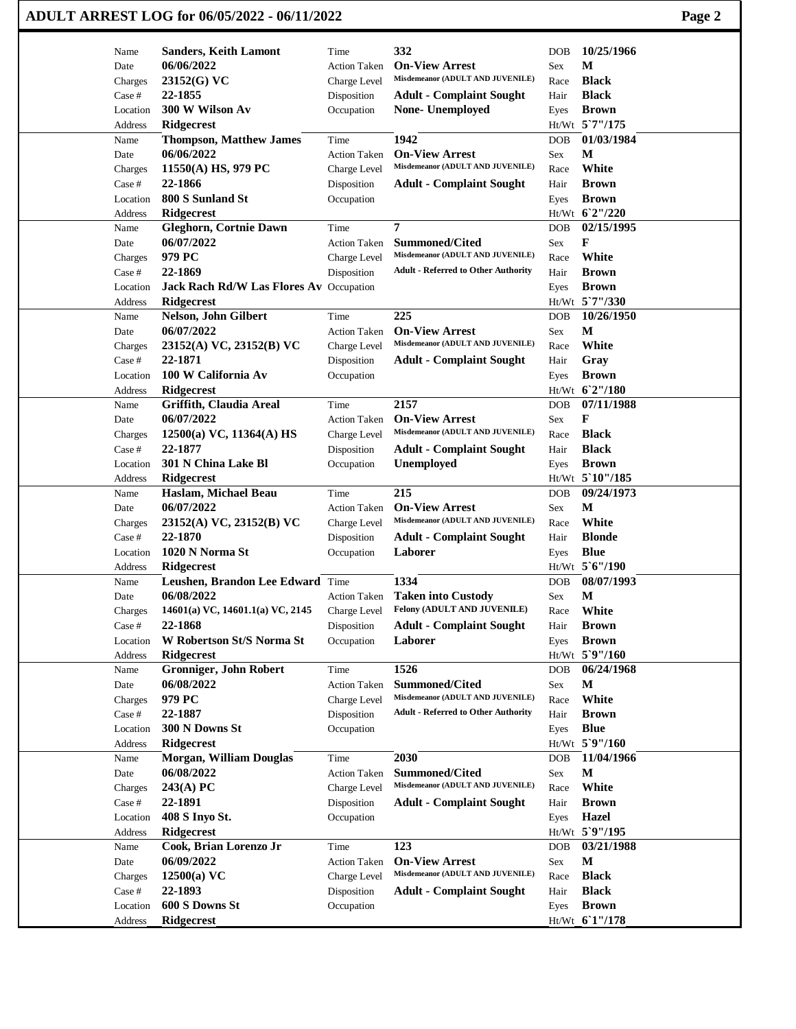# ADULT ARREST LOG for 06/05/2022 - 06/11/2022

| Name | Sanders, Keith Lamont | Time | 332 | DOB | 10/25/1966 |
|---|---|---|---|---|---|
| Date | 06/06/2022 | Action Taken | On-View Arrest | Sex | M |
| Charges | 23152(G) VC | Charge Level | Misdemeanor (ADULT AND JUVENILE) | Race | Black |
| Case # | 22-1855 | Disposition | Adult - Complaint Sought | Hair | Black |
| Location | 300 W Wilson Av | Occupation | None- Unemployed | Eyes | Brown |
| Address | Ridgecrest | | | Ht/Wt | 5`7"/175 |

| Name | Thompson, Matthew James | Time | 1942 | DOB | 01/03/1984 |
|---|---|---|---|---|---|
| Date | 06/06/2022 | Action Taken | On-View Arrest | Sex | M |
| Charges | 11550(A) HS, 979 PC | Charge Level | Misdemeanor (ADULT AND JUVENILE) | Race | White |
| Case # | 22-1866 | Disposition | Adult - Complaint Sought | Hair | Brown |
| Location | 800 S Sunland St | Occupation | | Eyes | Brown |
| Address | Ridgecrest | | | Ht/Wt | 6`2"/220 |

| Name | Gleghorn, Cortnie Dawn | Time | 7 | DOB | 02/15/1995 |
|---|---|---|---|---|---|
| Date | 06/07/2022 | Action Taken | Summoned/Cited | Sex | F |
| Charges | 979 PC | Charge Level | Misdemeanor (ADULT AND JUVENILE) | Race | White |
| Case # | 22-1869 | Disposition | Adult - Referred to Other Authority | Hair | Brown |
| Location | Jack Rach Rd/W Las Flores Av | Occupation | | Eyes | Brown |
| Address | Ridgecrest | | | Ht/Wt | 5`7"/330 |

| Name | Nelson, John Gilbert | Time | 225 | DOB | 10/26/1950 |
|---|---|---|---|---|---|
| Date | 06/07/2022 | Action Taken | On-View Arrest | Sex | M |
| Charges | 23152(A) VC, 23152(B) VC | Charge Level | Misdemeanor (ADULT AND JUVENILE) | Race | White |
| Case # | 22-1871 | Disposition | Adult - Complaint Sought | Hair | Gray |
| Location | 100 W California Av | Occupation | | Eyes | Brown |
| Address | Ridgecrest | | | Ht/Wt | 6`2"/180 |

| Name | Griffith, Claudia Areal | Time | 2157 | DOB | 07/11/1988 |
|---|---|---|---|---|---|
| Date | 06/07/2022 | Action Taken | On-View Arrest | Sex | F |
| Charges | 12500(a) VC, 11364(A) HS | Charge Level | Misdemeanor (ADULT AND JUVENILE) | Race | Black |
| Case # | 22-1877 | Disposition | Adult - Complaint Sought | Hair | Black |
| Location | 301 N China Lake Bl | Occupation | Unemployed | Eyes | Brown |
| Address | Ridgecrest | | | Ht/Wt | 5`10"/185 |

| Name | Haslam, Michael Beau | Time | 215 | DOB | 09/24/1973 |
|---|---|---|---|---|---|
| Date | 06/07/2022 | Action Taken | On-View Arrest | Sex | M |
| Charges | 23152(A) VC, 23152(B) VC | Charge Level | Misdemeanor (ADULT AND JUVENILE) | Race | White |
| Case # | 22-1870 | Disposition | Adult - Complaint Sought | Hair | Blonde |
| Location | 1020 N Norma St | Occupation | Laborer | Eyes | Blue |
| Address | Ridgecrest | | | Ht/Wt | 5`6"/190 |

| Name | Leushen, Brandon Lee Edward | Time | 1334 | DOB | 08/07/1993 |
|---|---|---|---|---|---|
| Date | 06/08/2022 | Action Taken | Taken into Custody | Sex | M |
| Charges | 14601(a) VC, 14601.1(a) VC, 2145 | Charge Level | Felony (ADULT AND JUVENILE) | Race | White |
| Case # | 22-1868 | Disposition | Adult - Complaint Sought | Hair | Brown |
| Location | W Robertson St/S Norma St | Occupation | Laborer | Eyes | Brown |
| Address | Ridgecrest | | | Ht/Wt | 5`9"/160 |

| Name | Gronniger, John Robert | Time | 1526 | DOB | 06/24/1968 |
|---|---|---|---|---|---|
| Date | 06/08/2022 | Action Taken | Summoned/Cited | Sex | M |
| Charges | 979 PC | Charge Level | Misdemeanor (ADULT AND JUVENILE) | Race | White |
| Case # | 22-1887 | Disposition | Adult - Referred to Other Authority | Hair | Brown |
| Location | 300 N Downs St | Occupation | | Eyes | Blue |
| Address | Ridgecrest | | | Ht/Wt | 5`9"/160 |

| Name | Morgan, William Douglas | Time | 2030 | DOB | 11/04/1966 |
|---|---|---|---|---|---|
| Date | 06/08/2022 | Action Taken | Summoned/Cited | Sex | M |
| Charges | 243(A) PC | Charge Level | Misdemeanor (ADULT AND JUVENILE) | Race | White |
| Case # | 22-1891 | Disposition | Adult - Complaint Sought | Hair | Brown |
| Location | 408 S Inyo St. | Occupation | | Eyes | Hazel |
| Address | Ridgecrest | | | Ht/Wt | 5`9"/195 |

| Name | Cook, Brian Lorenzo Jr | Time | 123 | DOB | 03/21/1988 |
|---|---|---|---|---|---|
| Date | 06/09/2022 | Action Taken | On-View Arrest | Sex | M |
| Charges | 12500(a) VC | Charge Level | Misdemeanor (ADULT AND JUVENILE) | Race | Black |
| Case # | 22-1893 | Disposition | Adult - Complaint Sought | Hair | Black |
| Location | 600 S Downs St | Occupation | | Eyes | Brown |
| Address | Ridgecrest | | | Ht/Wt | 6`1"/178 |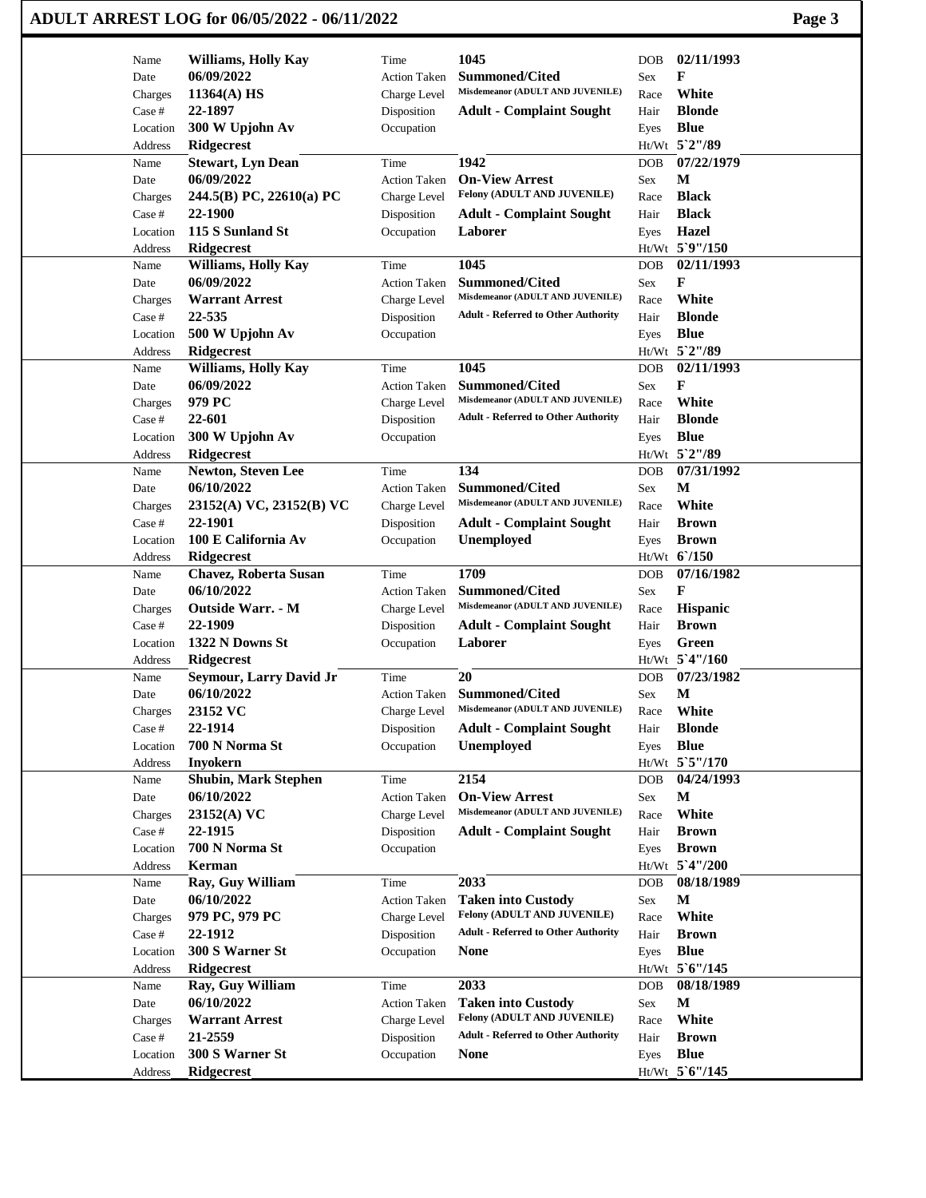# ADULT ARREST LOG for 06/05/2022 - 06/11/2022

| Name | Williams, Holly Kay | Time | 1045 | DOB | 02/11/1993 |
|---|---|---|---|---|---|
| Date | 06/09/2022 | Action Taken | Summoned/Cited | Sex | F |
| Charges | 11364(A) HS | Charge Level | Misdemeanor (ADULT AND JUVENILE) | Race | White |
| Case # | 22-1897 | Disposition | Adult - Complaint Sought | Hair | Blonde |
| Location | 300 W Upjohn Av | Occupation | | Eyes | Blue |
| Address | Ridgecrest | | | Ht/Wt | 5`2"/89 |
| Name | Stewart, Lyn Dean | Time | 1942 | DOB | 07/22/1979 |
| Date | 06/09/2022 | Action Taken | On-View Arrest | Sex | M |
| Charges | 244.5(B) PC, 22610(a) PC | Charge Level | Felony (ADULT AND JUVENILE) | Race | Black |
| Case # | 22-1900 | Disposition | Adult - Complaint Sought | Hair | Black |
| Location | 115 S Sunland St | Occupation | Laborer | Eyes | Hazel |
| Address | Ridgecrest | | | Ht/Wt | 5`9"/150 |
| Name | Williams, Holly Kay | Time | 1045 | DOB | 02/11/1993 |
| Date | 06/09/2022 | Action Taken | Summoned/Cited | Sex | F |
| Charges | Warrant Arrest | Charge Level | Misdemeanor (ADULT AND JUVENILE) | Race | White |
| Case # | 22-535 | Disposition | Adult - Referred to Other Authority | Hair | Blonde |
| Location | 500 W Upjohn Av | Occupation | | Eyes | Blue |
| Address | Ridgecrest | | | Ht/Wt | 5`2"/89 |
| Name | Williams, Holly Kay | Time | 1045 | DOB | 02/11/1993 |
| Date | 06/09/2022 | Action Taken | Summoned/Cited | Sex | F |
| Charges | 979 PC | Charge Level | Misdemeanor (ADULT AND JUVENILE) | Race | White |
| Case # | 22-601 | Disposition | Adult - Referred to Other Authority | Hair | Blonde |
| Location | 300 W Upjohn Av | Occupation | | Eyes | Blue |
| Address | Ridgecrest | | | Ht/Wt | 5`2"/89 |
| Name | Newton, Steven Lee | Time | 134 | DOB | 07/31/1992 |
| Date | 06/10/2022 | Action Taken | Summoned/Cited | Sex | M |
| Charges | 23152(A) VC, 23152(B) VC | Charge Level | Misdemeanor (ADULT AND JUVENILE) | Race | White |
| Case # | 22-1901 | Disposition | Adult - Complaint Sought | Hair | Brown |
| Location | 100 E California Av | Occupation | Unemployed | Eyes | Brown |
| Address | Ridgecrest | | | Ht/Wt | 6`/150 |
| Name | Chavez, Roberta Susan | Time | 1709 | DOB | 07/16/1982 |
| Date | 06/10/2022 | Action Taken | Summoned/Cited | Sex | F |
| Charges | Outside Warr. - M | Charge Level | Misdemeanor (ADULT AND JUVENILE) | Race | Hispanic |
| Case # | 22-1909 | Disposition | Adult - Complaint Sought | Hair | Brown |
| Location | 1322 N Downs St | Occupation | Laborer | Eyes | Green |
| Address | Ridgecrest | | | Ht/Wt | 5`4"/160 |
| Name | Seymour, Larry David Jr | Time | 20 | DOB | 07/23/1982 |
| Date | 06/10/2022 | Action Taken | Summoned/Cited | Sex | M |
| Charges | 23152 VC | Charge Level | Misdemeanor (ADULT AND JUVENILE) | Race | White |
| Case # | 22-1914 | Disposition | Adult - Complaint Sought | Hair | Blonde |
| Location | 700 N Norma St | Occupation | Unemployed | Eyes | Blue |
| Address | Inyokern | | | Ht/Wt | 5`5"/170 |
| Name | Shubin, Mark Stephen | Time | 2154 | DOB | 04/24/1993 |
| Date | 06/10/2022 | Action Taken | On-View Arrest | Sex | M |
| Charges | 23152(A) VC | Charge Level | Misdemeanor (ADULT AND JUVENILE) | Race | White |
| Case # | 22-1915 | Disposition | Adult - Complaint Sought | Hair | Brown |
| Location | 700 N Norma St | Occupation | | Eyes | Brown |
| Address | Kerman | | | Ht/Wt | 5`4"/200 |
| Name | Ray, Guy William | Time | 2033 | DOB | 08/18/1989 |
| Date | 06/10/2022 | Action Taken | Taken into Custody | Sex | M |
| Charges | 979 PC, 979 PC | Charge Level | Felony (ADULT AND JUVENILE) | Race | White |
| Case # | 22-1912 | Disposition | Adult - Referred to Other Authority | Hair | Brown |
| Location | 300 S Warner St | Occupation | None | Eyes | Blue |
| Address | Ridgecrest | | | Ht/Wt | 5`6"/145 |
| Name | Ray, Guy William | Time | 2033 | DOB | 08/18/1989 |
| Date | 06/10/2022 | Action Taken | Taken into Custody | Sex | M |
| Charges | Warrant Arrest | Charge Level | Felony (ADULT AND JUVENILE) | Race | White |
| Case # | 21-2559 | Disposition | Adult - Referred to Other Authority | Hair | Brown |
| Location | 300 S Warner St | Occupation | None | Eyes | Blue |
| Address | Ridgecrest | | | Ht/Wt | 5`6"/145 |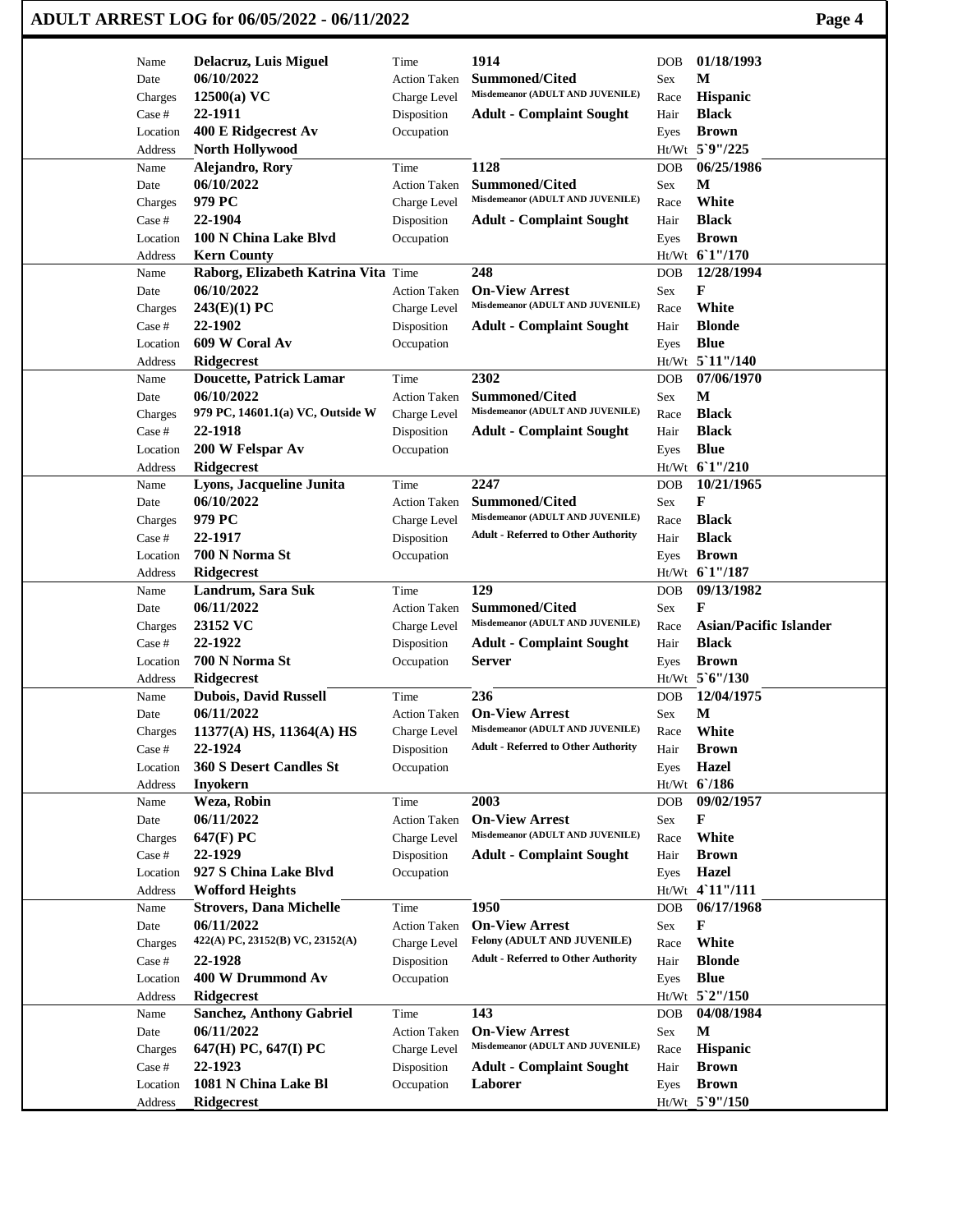# ADULT ARREST LOG for 06/05/2022 - 06/11/2022

| Field | Value | Field | Value | Field | Value |
|---|---|---|---|---|---|
| Name | **Delacruz, Luis Miguel** | Time | **1914** | DOB | **01/18/1993** |
| Date | **06/10/2022** | Action Taken | **Summoned/Cited** | Sex | **M** |
| Charges | **12500(a) VC** | Charge Level | **Misdemeanor (ADULT AND JUVENILE)** | Race | **Hispanic** |
| Case # | **22-1911** | Disposition | **Adult - Complaint Sought** | Hair | **Black** |
| Location | **400 E Ridgecrest Av** | Occupation | | Eyes | **Brown** |
| Address | **North Hollywood** | | | Ht/Wt | **5`9"/225** |

| Field | Value | Field | Value | Field | Value |
|---|---|---|---|---|---|
| Name | **Alejandro, Rory** | Time | **1128** | DOB | **06/25/1986** |
| Date | **06/10/2022** | Action Taken | **Summoned/Cited** | Sex | **M** |
| Charges | **979 PC** | Charge Level | **Misdemeanor (ADULT AND JUVENILE)** | Race | **White** |
| Case # | **22-1904** | Disposition | **Adult - Complaint Sought** | Hair | **Black** |
| Location | **100 N China Lake Blvd** | Occupation | | Eyes | **Brown** |
| Address | **Kern County** | | | Ht/Wt | **6`1"/170** |

| Field | Value | Field | Value | Field | Value |
|---|---|---|---|---|---|
| Name | **Raborg, Elizabeth Katrina Vita** | Time | **248** | DOB | **12/28/1994** |
| Date | **06/10/2022** | Action Taken | **On-View Arrest** | Sex | **F** |
| Charges | **243(E)(1) PC** | Charge Level | **Misdemeanor (ADULT AND JUVENILE)** | Race | **White** |
| Case # | **22-1902** | Disposition | **Adult - Complaint Sought** | Hair | **Blonde** |
| Location | **609 W Coral Av** | Occupation | | Eyes | **Blue** |
| Address | **Ridgecrest** | | | Ht/Wt | **5`11"/140** |

| Field | Value | Field | Value | Field | Value |
|---|---|---|---|---|---|
| Name | **Doucette, Patrick Lamar** | Time | **2302** | DOB | **07/06/1970** |
| Date | **06/10/2022** | Action Taken | **Summoned/Cited** | Sex | **M** |
| Charges | **979 PC, 14601.1(a) VC, Outside W** | Charge Level | **Misdemeanor (ADULT AND JUVENILE)** | Race | **Black** |
| Case # | **22-1918** | Disposition | **Adult - Complaint Sought** | Hair | **Black** |
| Location | **200 W Felspar Av** | Occupation | | Eyes | **Blue** |
| Address | **Ridgecrest** | | | Ht/Wt | **6`1"/210** |

| Field | Value | Field | Value | Field | Value |
|---|---|---|---|---|---|
| Name | **Lyons, Jacqueline Junita** | Time | **2247** | DOB | **10/21/1965** |
| Date | **06/10/2022** | Action Taken | **Summoned/Cited** | Sex | **F** |
| Charges | **979 PC** | Charge Level | **Misdemeanor (ADULT AND JUVENILE)** | Race | **Black** |
| Case # | **22-1917** | Disposition | **Adult - Referred to Other Authority** | Hair | **Black** |
| Location | **700 N Norma St** | Occupation | | Eyes | **Brown** |
| Address | **Ridgecrest** | | | Ht/Wt | **6`1"/187** |

| Field | Value | Field | Value | Field | Value |
|---|---|---|---|---|---|
| Name | **Landrum, Sara Suk** | Time | **129** | DOB | **09/13/1982** |
| Date | **06/11/2022** | Action Taken | **Summoned/Cited** | Sex | **F** |
| Charges | **23152 VC** | Charge Level | **Misdemeanor (ADULT AND JUVENILE)** | Race | **Asian/Pacific Islander** |
| Case # | **22-1922** | Disposition | **Adult - Complaint Sought** | Hair | **Black** |
| Location | **700 N Norma St** | Occupation | **Server** | Eyes | **Brown** |
| Address | **Ridgecrest** | | | Ht/Wt | **5`6"/130** |

| Field | Value | Field | Value | Field | Value |
|---|---|---|---|---|---|
| Name | **Dubois, David Russell** | Time | **236** | DOB | **12/04/1975** |
| Date | **06/11/2022** | Action Taken | **On-View Arrest** | Sex | **M** |
| Charges | **11377(A) HS, 11364(A) HS** | Charge Level | **Misdemeanor (ADULT AND JUVENILE)** | Race | **White** |
| Case # | **22-1924** | Disposition | **Adult - Referred to Other Authority** | Hair | **Brown** |
| Location | **360 S Desert Candles St** | Occupation | | Eyes | **Hazel** |
| Address | **Inyokern** | | | Ht/Wt | **6`/186** |

| Field | Value | Field | Value | Field | Value |
|---|---|---|---|---|---|
| Name | **Weza, Robin** | Time | **2003** | DOB | **09/02/1957** |
| Date | **06/11/2022** | Action Taken | **On-View Arrest** | Sex | **F** |
| Charges | **647(F) PC** | Charge Level | **Misdemeanor (ADULT AND JUVENILE)** | Race | **White** |
| Case # | **22-1929** | Disposition | **Adult - Complaint Sought** | Hair | **Brown** |
| Location | **927 S China Lake Blvd** | Occupation | | Eyes | **Hazel** |
| Address | **Wofford Heights** | | | Ht/Wt | **4`11"/111** |

| Field | Value | Field | Value | Field | Value |
|---|---|---|---|---|---|
| Name | **Strovers, Dana Michelle** | Time | **1950** | DOB | **06/17/1968** |
| Date | **06/11/2022** | Action Taken | **On-View Arrest** | Sex | **F** |
| Charges | **422(A) PC, 23152(B) VC, 23152(A)** | Charge Level | **Felony (ADULT AND JUVENILE)** | Race | **White** |
| Case # | **22-1928** | Disposition | **Adult - Referred to Other Authority** | Hair | **Blonde** |
| Location | **400 W Drummond Av** | Occupation | | Eyes | **Blue** |
| Address | **Ridgecrest** | | | Ht/Wt | **5`2"/150** |

| Field | Value | Field | Value | Field | Value |
|---|---|---|---|---|---|
| Name | **Sanchez, Anthony Gabriel** | Time | **143** | DOB | **04/08/1984** |
| Date | **06/11/2022** | Action Taken | **On-View Arrest** | Sex | **M** |
| Charges | **647(H) PC, 647(I) PC** | Charge Level | **Misdemeanor (ADULT AND JUVENILE)** | Race | **Hispanic** |
| Case # | **22-1923** | Disposition | **Adult - Complaint Sought** | Hair | **Brown** |
| Location | **1081 N China Lake Bl** | Occupation | **Laborer** | Eyes | **Brown** |
| Address | **Ridgecrest** | | | Ht/Wt | **5`9"/150** |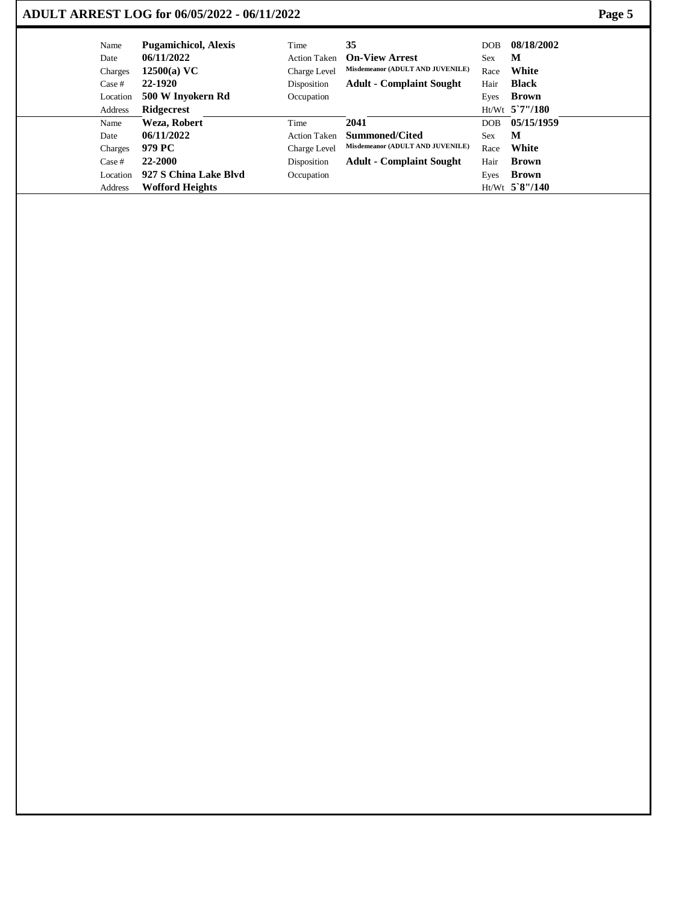# ADULT ARREST LOG for 06/05/2022 - 06/11/2022

| | | | | | |
|---|---|---|---|---|---|
| Name | **Pugamichicol, Alexis** | Time | **35** | DOB | **08/18/2002** |
| Date | **06/11/2022** | Action Taken | **On-View Arrest** | Sex | **M** |
| Charges | **12500(a) VC** | Charge Level | **Misdemeanor (ADULT AND JUVENILE)** | Race | **White** |
| Case # | **22-1920** | Disposition | **Adult - Complaint Sought** | Hair | **Black** |
| Location | **500 W Inyokern Rd** | Occupation | | Eyes | **Brown** |
| Address | **Ridgecrest** | | | Ht/Wt | **5`7"/180** |

| | | | | | |
|---|---|---|---|---|---|
| Name | **Weza, Robert** | Time | **2041** | DOB | **05/15/1959** |
| Date | **06/11/2022** | Action Taken | **Summoned/Cited** | Sex | **M** |
| Charges | **979 PC** | Charge Level | **Misdemeanor (ADULT AND JUVENILE)** | Race | **White** |
| Case # | **22-2000** | Disposition | **Adult - Complaint Sought** | Hair | **Brown** |
| Location | **927 S China Lake Blvd** | Occupation | | Eyes | **Brown** |
| Address | **Wofford Heights** | | | Ht/Wt | **5`8"/140** |